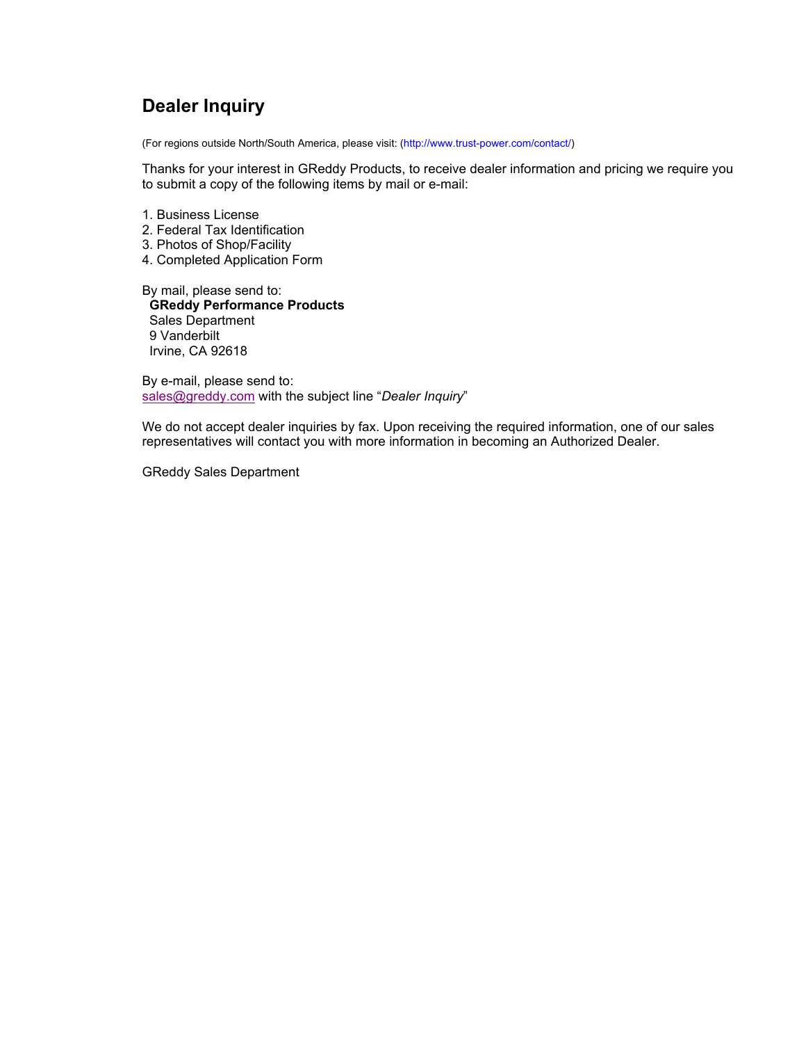# Dealer Inquiry

(For regions outside North/South America, please visit: (http://www.trust-power.com/contact/)

Thanks for your interest in GReddy Products, to receive dealer information and pricing we require you to submit a copy of the following items by mail or e-mail:

1. Business License
2. Federal Tax Identification
3. Photos of Shop/Facility
4. Completed Application Form

By mail, please send to:
**GReddy Performance Products**
Sales Department
9 Vanderbilt
Irvine, CA 92618

By e-mail, please send to:
sales@greddy.com with the subject line "*Dealer Inquiry*"

We do not accept dealer inquiries by fax. Upon receiving the required information, one of our sales representatives will contact you with more information in becoming an Authorized Dealer.

GReddy Sales Department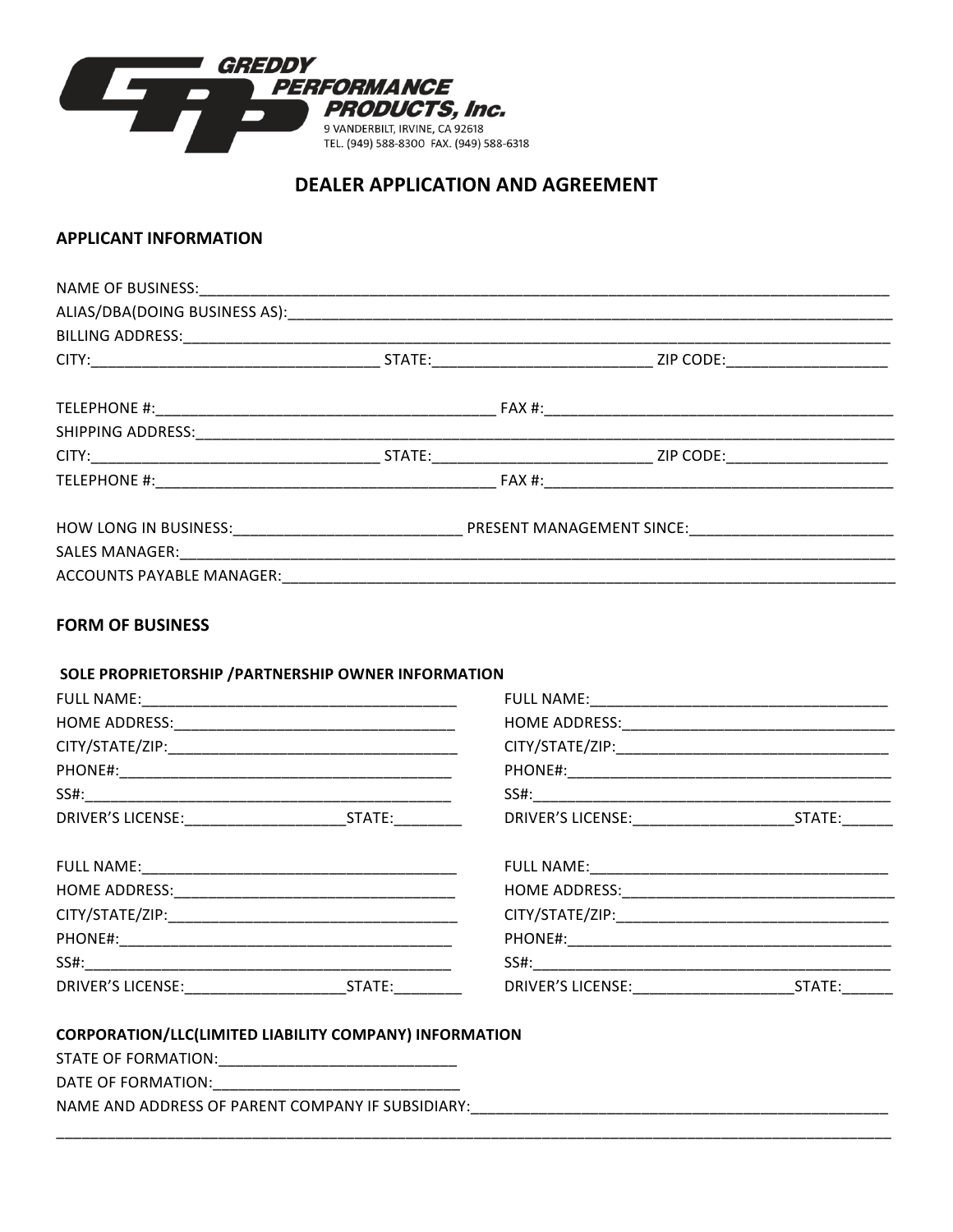GREDDY PERFORMANCE PRODUCTS, Inc.
9 VANDERBILT, IRVINE, CA 92618
TEL. (949) 588-8300 FAX. (949) 588-6318

# DEALER APPLICATION AND AGREEMENT

## APPLICANT INFORMATION

NAME OF BUSINESS:___________________________________________________________________________

ALIAS/DBA(DOING BUSINESS AS):_______________________________________________________________

BILLING ADDRESS:_____________________________________________________________________________

CITY:_________________________________ STATE:________________________ ZIP CODE:__________________

TELEPHONE #:______________________________________ FAX #:_________________________________________

SHIPPING ADDRESS:___________________________________________________________________________

CITY:_________________________________ STATE:________________________ ZIP CODE:__________________

TELEPHONE #:______________________________________ FAX #:_________________________________________

HOW LONG IN BUSINESS:__________________________ PRESENT MANAGEMENT SINCE:______________________

SALES MANAGER:_____________________________________________________________________________

ACCOUNTS PAYABLE MANAGER:_________________________________________________________________

## FORM OF BUSINESS

### SOLE PROPRIETORSHIP /PARTNERSHIP OWNER INFORMATION

FULL NAME:____________________________________

HOME ADDRESS:_________________________________

CITY/STATE/ZIP:_________________________________

PHONE#:_______________________________________

SS#:__________________________________________

DRIVER'S LICENSE:__________________STATE:________

FULL NAME:____________________________________

HOME ADDRESS:_________________________________

CITY/STATE/ZIP:_________________________________

PHONE#:_______________________________________

SS#:__________________________________________

DRIVER'S LICENSE:__________________STATE:______

FULL NAME:____________________________________

HOME ADDRESS:_________________________________

CITY/STATE/ZIP:_________________________________

PHONE#:_______________________________________

SS#:__________________________________________

DRIVER'S LICENSE:__________________STATE:________

FULL NAME:____________________________________

HOME ADDRESS:_________________________________

CITY/STATE/ZIP:_________________________________

PHONE#:_______________________________________

SS#:__________________________________________

DRIVER'S LICENSE:__________________STATE:______

### CORPORATION/LLC(LIMITED LIABILITY COMPANY) INFORMATION

STATE OF FORMATION:___________________________

DATE OF FORMATION:___________________________

NAME AND ADDRESS OF PARENT COMPANY IF SUBSIDIARY:_______________________________________________

_____________________________________________________________________________________________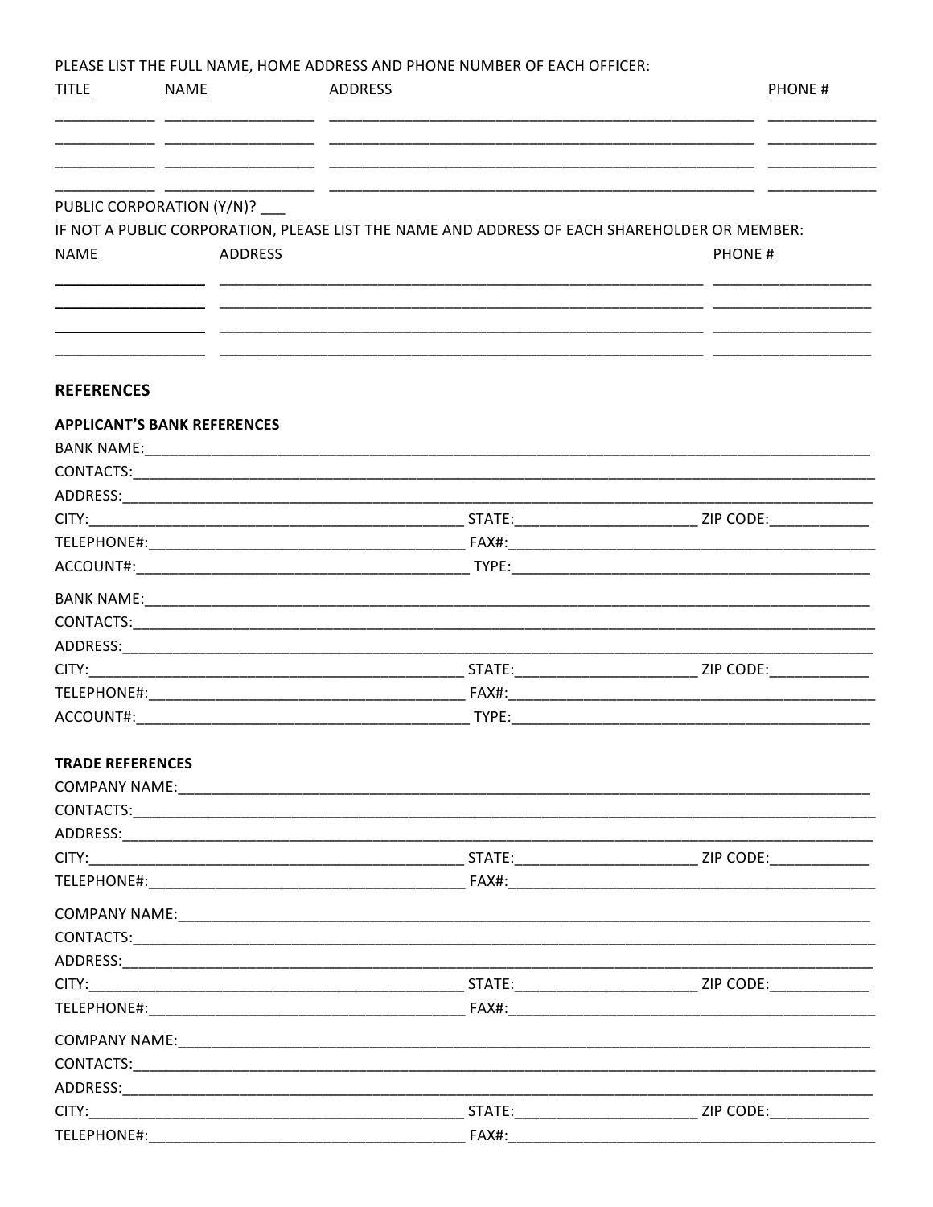PLEASE LIST THE FULL NAME, HOME ADDRESS AND PHONE NUMBER OF EACH OFFICER:

| TITLE | NAME | ADDRESS | PHONE # |
| --- | --- | --- | --- |
| | | | |
| | | | |
| | | | |
| | | | |

PUBLIC CORPORATION (Y/N)? ___

IF NOT A PUBLIC CORPORATION, PLEASE LIST THE NAME AND ADDRESS OF EACH SHAREHOLDER OR MEMBER:

| NAME | ADDRESS | PHONE # |
| --- | --- | --- |
| | | |
| | | |
| | | |
| | | |

## REFERENCES

### APPLICANT'S BANK REFERENCES

BANK NAME:______________________________________________

CONTACTS:______________________________________________

ADDRESS:______________________________________________

CITY:______________________ STATE:______________ ZIP CODE:__________

TELEPHONE#:______________________ FAX#:______________________

ACCOUNT#:______________________ TYPE:______________________

BANK NAME:______________________________________________

CONTACTS:______________________________________________

ADDRESS:______________________________________________

CITY:______________________ STATE:______________ ZIP CODE:__________

TELEPHONE#:______________________ FAX#:______________________

ACCOUNT#:______________________ TYPE:______________________

### TRADE REFERENCES

COMPANY NAME:______________________________________________

CONTACTS:______________________________________________

ADDRESS:______________________________________________

CITY:______________________ STATE:______________ ZIP CODE:__________

TELEPHONE#:______________________ FAX#:______________________

COMPANY NAME:______________________________________________

CONTACTS:______________________________________________

ADDRESS:______________________________________________

CITY:______________________ STATE:______________ ZIP CODE:__________

TELEPHONE#:______________________ FAX#:______________________

COMPANY NAME:______________________________________________

CONTACTS:______________________________________________

ADDRESS:______________________________________________

CITY:______________________ STATE:______________ ZIP CODE:__________

TELEPHONE#:______________________ FAX#:______________________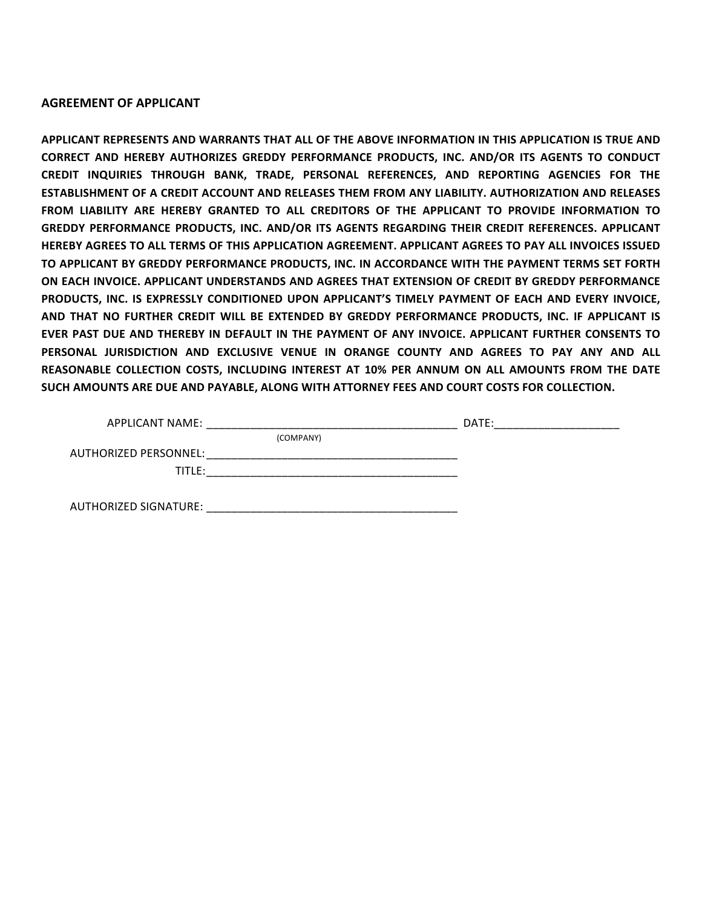## AGREEMENT OF APPLICANT

**APPLICANT REPRESENTS AND WARRANTS THAT ALL OF THE ABOVE INFORMATION IN THIS APPLICATION IS TRUE AND CORRECT AND HEREBY AUTHORIZES GREDDY PERFORMANCE PRODUCTS, INC. AND/OR ITS AGENTS TO CONDUCT CREDIT INQUIRIES THROUGH BANK, TRADE, PERSONAL REFERENCES, AND REPORTING AGENCIES FOR THE ESTABLISHMENT OF A CREDIT ACCOUNT AND RELEASES THEM FROM ANY LIABILITY. AUTHORIZATION AND RELEASES FROM LIABILITY ARE HEREBY GRANTED TO ALL CREDITORS OF THE APPLICANT TO PROVIDE INFORMATION TO GREDDY PERFORMANCE PRODUCTS, INC. AND/OR ITS AGENTS REGARDING THEIR CREDIT REFERENCES. APPLICANT HEREBY AGREES TO ALL TERMS OF THIS APPLICATION AGREEMENT. APPLICANT AGREES TO PAY ALL INVOICES ISSUED TO APPLICANT BY GREDDY PERFORMANCE PRODUCTS, INC. IN ACCORDANCE WITH THE PAYMENT TERMS SET FORTH ON EACH INVOICE. APPLICANT UNDERSTANDS AND AGREES THAT EXTENSION OF CREDIT BY GREDDY PERFORMANCE PRODUCTS, INC. IS EXPRESSLY CONDITIONED UPON APPLICANT'S TIMELY PAYMENT OF EACH AND EVERY INVOICE, AND THAT NO FURTHER CREDIT WILL BE EXTENDED BY GREDDY PERFORMANCE PRODUCTS, INC. IF APPLICANT IS EVER PAST DUE AND THEREBY IN DEFAULT IN THE PAYMENT OF ANY INVOICE. APPLICANT FURTHER CONSENTS TO PERSONAL JURISDICTION AND EXCLUSIVE VENUE IN ORANGE COUNTY AND AGREES TO PAY ANY AND ALL REASONABLE COLLECTION COSTS, INCLUDING INTEREST AT 10% PER ANNUM ON ALL AMOUNTS FROM THE DATE SUCH AMOUNTS ARE DUE AND PAYABLE, ALONG WITH ATTORNEY FEES AND COURT COSTS FOR COLLECTION.**

APPLICANT NAME: ________________________________________ DATE:____________________
(COMPANY)

AUTHORIZED PERSONNEL: ________________________________________

TITLE: ________________________________________

AUTHORIZED SIGNATURE: ________________________________________